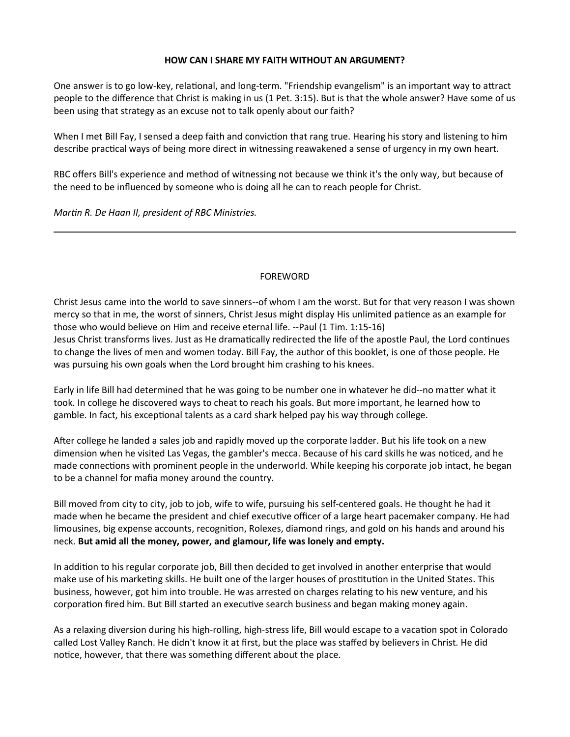# HOW CAN I SHARE MY FAITH WITHOUT AN ARGUMENT?

One answer is to go low-key, relational, and long-term. "Friendship evangelism" is an important way to attract people to the difference that Christ is making in us (1 Pet. 3:15). But is that the whole answer? Have some of us been using that strategy as an excuse not to talk openly about our faith?

When I met Bill Fay, I sensed a deep faith and conviction that rang true. Hearing his story and listening to him describe practical ways of being more direct in witnessing reawakened a sense of urgency in my own heart.

RBC offers Bill's experience and method of witnessing not because we think it's the only way, but because of the need to be influenced by someone who is doing all he can to reach people for Christ.

*Martin R. De Haan II, president of RBC Ministries.*

---

## FOREWORD

Christ Jesus came into the world to save sinners--of whom I am the worst. But for that very reason I was shown mercy so that in me, the worst of sinners, Christ Jesus might display His unlimited patience as an example for those who would believe on Him and receive eternal life. --Paul (1 Tim. 1:15-16)

Jesus Christ transforms lives. Just as He dramatically redirected the life of the apostle Paul, the Lord continues to change the lives of men and women today. Bill Fay, the author of this booklet, is one of those people. He was pursuing his own goals when the Lord brought him crashing to his knees.

Early in life Bill had determined that he was going to be number one in whatever he did--no matter what it took. In college he discovered ways to cheat to reach his goals. But more important, he learned how to gamble. In fact, his exceptional talents as a card shark helped pay his way through college.

After college he landed a sales job and rapidly moved up the corporate ladder. But his life took on a new dimension when he visited Las Vegas, the gambler's mecca. Because of his card skills he was noticed, and he made connections with prominent people in the underworld. While keeping his corporate job intact, he began to be a channel for mafia money around the country.

Bill moved from city to city, job to job, wife to wife, pursuing his self-centered goals. He thought he had it made when he became the president and chief executive officer of a large heart pacemaker company. He had limousines, big expense accounts, recognition, Rolexes, diamond rings, and gold on his hands and around his neck. **But amid all the money, power, and glamour, life was lonely and empty.**

In addition to his regular corporate job, Bill then decided to get involved in another enterprise that would make use of his marketing skills. He built one of the larger houses of prostitution in the United States. This business, however, got him into trouble. He was arrested on charges relating to his new venture, and his corporation fired him. But Bill started an executive search business and began making money again.

As a relaxing diversion during his high-rolling, high-stress life, Bill would escape to a vacation spot in Colorado called Lost Valley Ranch. He didn't know it at first, but the place was staffed by believers in Christ. He did notice, however, that there was something different about the place.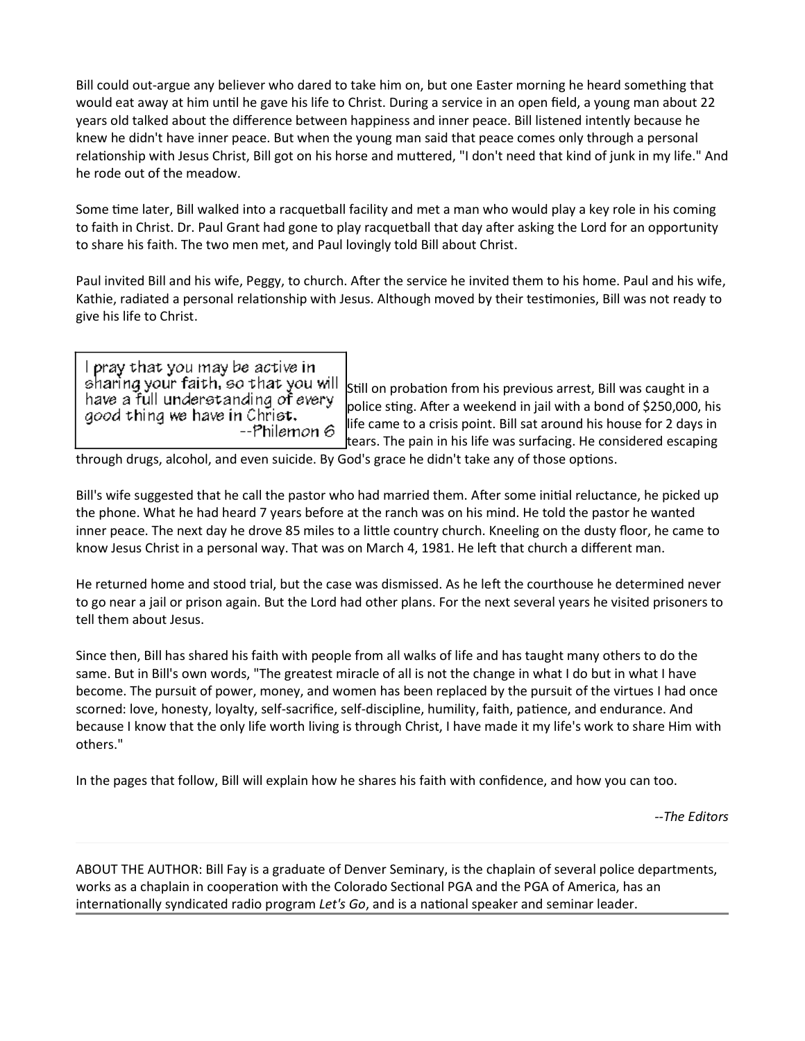Bill could out-argue any believer who dared to take him on, but one Easter morning he heard something that would eat away at him until he gave his life to Christ. During a service in an open field, a young man about 22 years old talked about the difference between happiness and inner peace. Bill listened intently because he knew he didn't have inner peace. But when the young man said that peace comes only through a personal relationship with Jesus Christ, Bill got on his horse and muttered, "I don't need that kind of junk in my life." And he rode out of the meadow.

Some time later, Bill walked into a racquetball facility and met a man who would play a key role in his coming to faith in Christ. Dr. Paul Grant had gone to play racquetball that day after asking the Lord for an opportunity to share his faith. The two men met, and Paul lovingly told Bill about Christ.

Paul invited Bill and his wife, Peggy, to church. After the service he invited them to his home. Paul and his wife, Kathie, radiated a personal relationship with Jesus. Although moved by their testimonies, Bill was not ready to give his life to Christ.

> I pray that you may be active in sharing your faith, so that you will have a full understanding of every good thing we have in Christ.
> --Philemon 6

Still on probation from his previous arrest, Bill was caught in a police sting. After a weekend in jail with a bond of $250,000, his life came to a crisis point. Bill sat around his house for 2 days in tears. The pain in his life was surfacing. He considered escaping through drugs, alcohol, and even suicide. By God's grace he didn't take any of those options.

Bill's wife suggested that he call the pastor who had married them. After some initial reluctance, he picked up the phone. What he had heard 7 years before at the ranch was on his mind. He told the pastor he wanted inner peace. The next day he drove 85 miles to a little country church. Kneeling on the dusty floor, he came to know Jesus Christ in a personal way. That was on March 4, 1981. He left that church a different man.

He returned home and stood trial, but the case was dismissed. As he left the courthouse he determined never to go near a jail or prison again. But the Lord had other plans. For the next several years he visited prisoners to tell them about Jesus.

Since then, Bill has shared his faith with people from all walks of life and has taught many others to do the same. But in Bill's own words, "The greatest miracle of all is not the change in what I do but in what I have become. The pursuit of power, money, and women has been replaced by the pursuit of the virtues I had once scorned: love, honesty, loyalty, self-sacrifice, self-discipline, humility, faith, patience, and endurance. And because I know that the only life worth living is through Christ, I have made it my life's work to share Him with others."

In the pages that follow, Bill will explain how he shares his faith with confidence, and how you can too.

*--The Editors*

---

ABOUT THE AUTHOR: Bill Fay is a graduate of Denver Seminary, is the chaplain of several police departments, works as a chaplain in cooperation with the Colorado Sectional PGA and the PGA of America, has an internationally syndicated radio program *Let's Go*, and is a national speaker and seminar leader.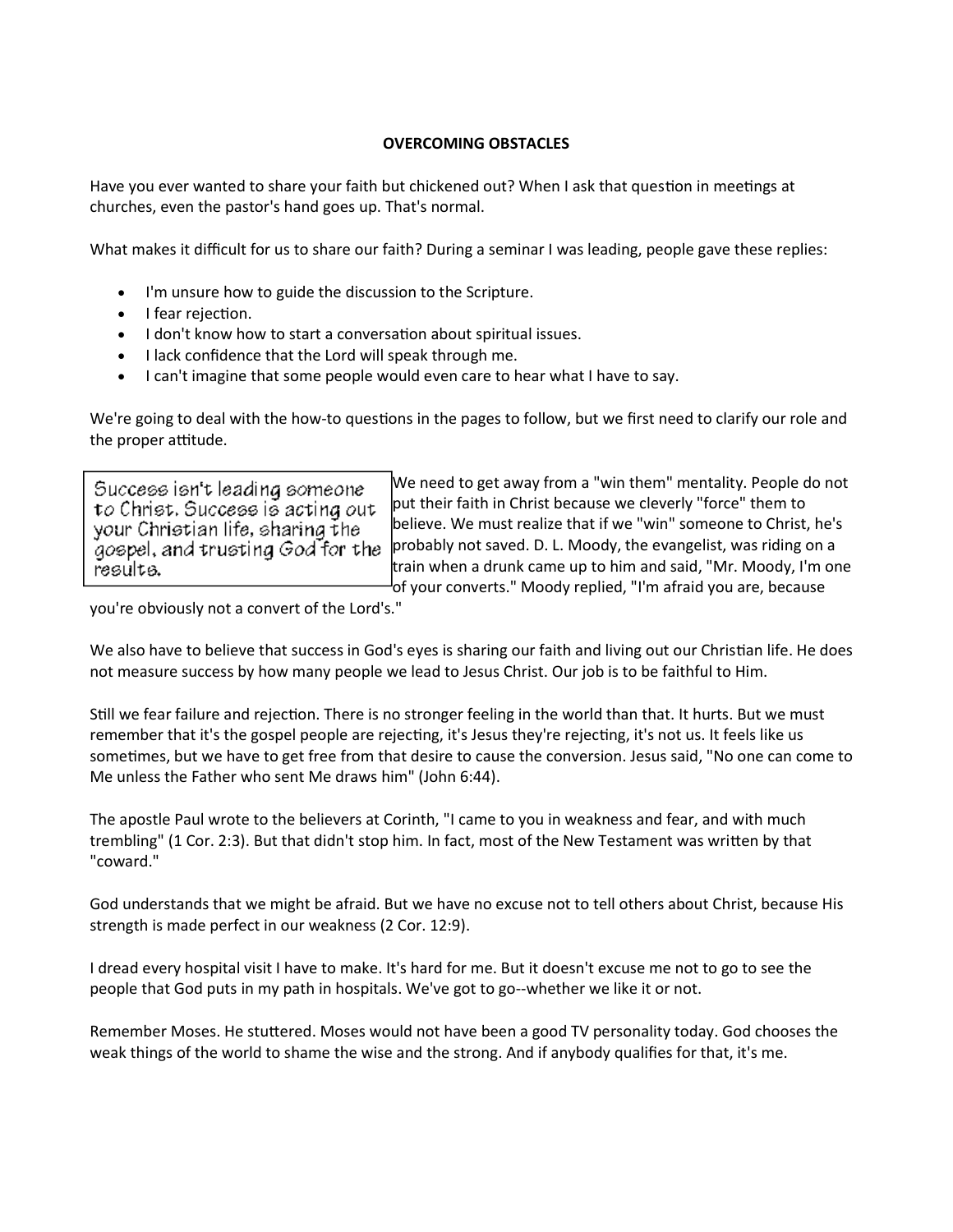# OVERCOMING OBSTACLES

Have you ever wanted to share your faith but chickened out? When I ask that question in meetings at churches, even the pastor's hand goes up. That's normal.

What makes it difficult for us to share our faith? During a seminar I was leading, people gave these replies:

- I'm unsure how to guide the discussion to the Scripture.
- I fear rejection.
- I don't know how to start a conversation about spiritual issues.
- I lack confidence that the Lord will speak through me.
- I can't imagine that some people would even care to hear what I have to say.

We're going to deal with the how-to questions in the pages to follow, but we first need to clarify our role and the proper attitude.

> Success isn't leading someone to Christ. Success is acting out your Christian life, sharing the gospel, and trusting God for the results.

We need to get away from a "win them" mentality. People do not put their faith in Christ because we cleverly "force" them to believe. We must realize that if we "win" someone to Christ, he's probably not saved. D. L. Moody, the evangelist, was riding on a train when a drunk came up to him and said, "Mr. Moody, I'm one of your converts." Moody replied, "I'm afraid you are, because you're obviously not a convert of the Lord's."

We also have to believe that success in God's eyes is sharing our faith and living out our Christian life. He does not measure success by how many people we lead to Jesus Christ. Our job is to be faithful to Him.

Still we fear failure and rejection. There is no stronger feeling in the world than that. It hurts. But we must remember that it's the gospel people are rejecting, it's Jesus they're rejecting, it's not us. It feels like us sometimes, but we have to get free from that desire to cause the conversion. Jesus said, "No one can come to Me unless the Father who sent Me draws him" (John 6:44).

The apostle Paul wrote to the believers at Corinth, "I came to you in weakness and fear, and with much trembling" (1 Cor. 2:3). But that didn't stop him. In fact, most of the New Testament was written by that "coward."

God understands that we might be afraid. But we have no excuse not to tell others about Christ, because His strength is made perfect in our weakness (2 Cor. 12:9).

I dread every hospital visit I have to make. It's hard for me. But it doesn't excuse me not to go to see the people that God puts in my path in hospitals. We've got to go--whether we like it or not.

Remember Moses. He stuttered. Moses would not have been a good TV personality today. God chooses the weak things of the world to shame the wise and the strong. And if anybody qualifies for that, it's me.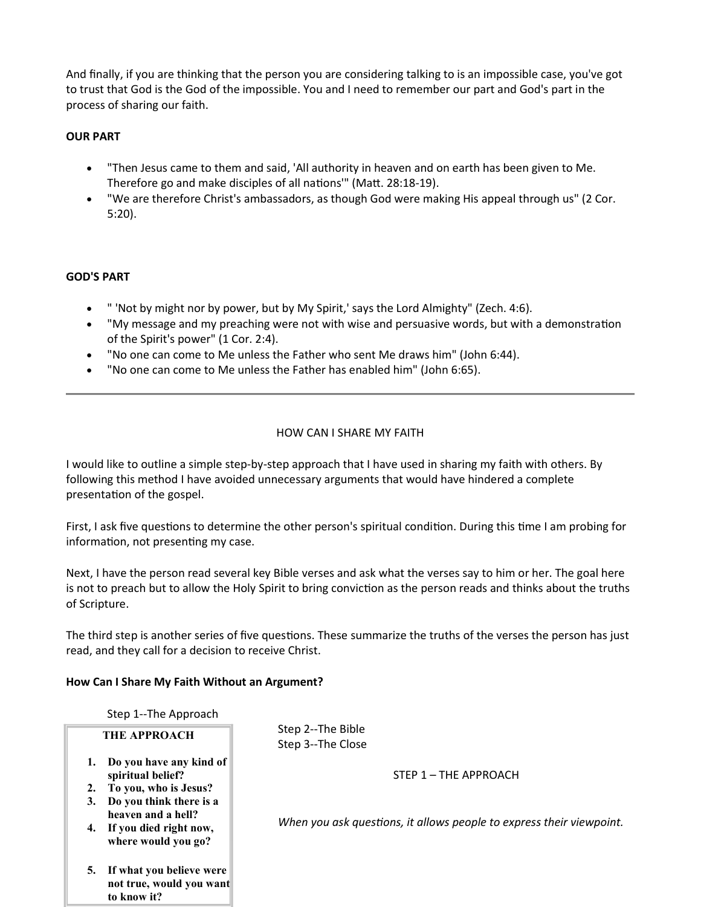And finally, if you are thinking that the person you are considering talking to is an impossible case, you've got to trust that God is the God of the impossible. You and I need to remember our part and God's part in the process of sharing our faith.

**OUR PART**

- "Then Jesus came to them and said, 'All authority in heaven and on earth has been given to Me. Therefore go and make disciples of all nations'" (Matt. 28:18-19).
- "We are therefore Christ's ambassadors, as though God were making His appeal through us" (2 Cor. 5:20).

**GOD'S PART**

- " 'Not by might nor by power, but by My Spirit,' says the Lord Almighty" (Zech. 4:6).
- "My message and my preaching were not with wise and persuasive words, but with a demonstration of the Spirit's power" (1 Cor. 2:4).
- "No one can come to Me unless the Father who sent Me draws him" (John 6:44).
- "No one can come to Me unless the Father has enabled him" (John 6:65).

---

HOW CAN I SHARE MY FAITH

I would like to outline a simple step-by-step approach that I have used in sharing my faith with others. By following this method I have avoided unnecessary arguments that would have hindered a complete presentation of the gospel.

First, I ask five questions to determine the other person's spiritual condition. During this time I am probing for information, not presenting my case.

Next, I have the person read several key Bible verses and ask what the verses say to him or her. The goal here is not to preach but to allow the Holy Spirit to bring conviction as the person reads and thinks about the truths of Scripture.

The third step is another series of five questions. These summarize the truths of the verses the person has just read, and they call for a decision to receive Christ.

**How Can I Share My Faith Without an Argument?**

Step 1--The Approach
Step 2--The Bible
Step 3--The Close

STEP 1 – THE APPROACH

**THE APPROACH**

1. **Do you have any kind of spiritual belief?**
2. **To you, who is Jesus?**
3. **Do you think there is a heaven and a hell?**
4. **If you died right now, where would you go?**
5. **If what you believe were not true, would you want to know it?**

*When you ask questions, it allows people to express their viewpoint.*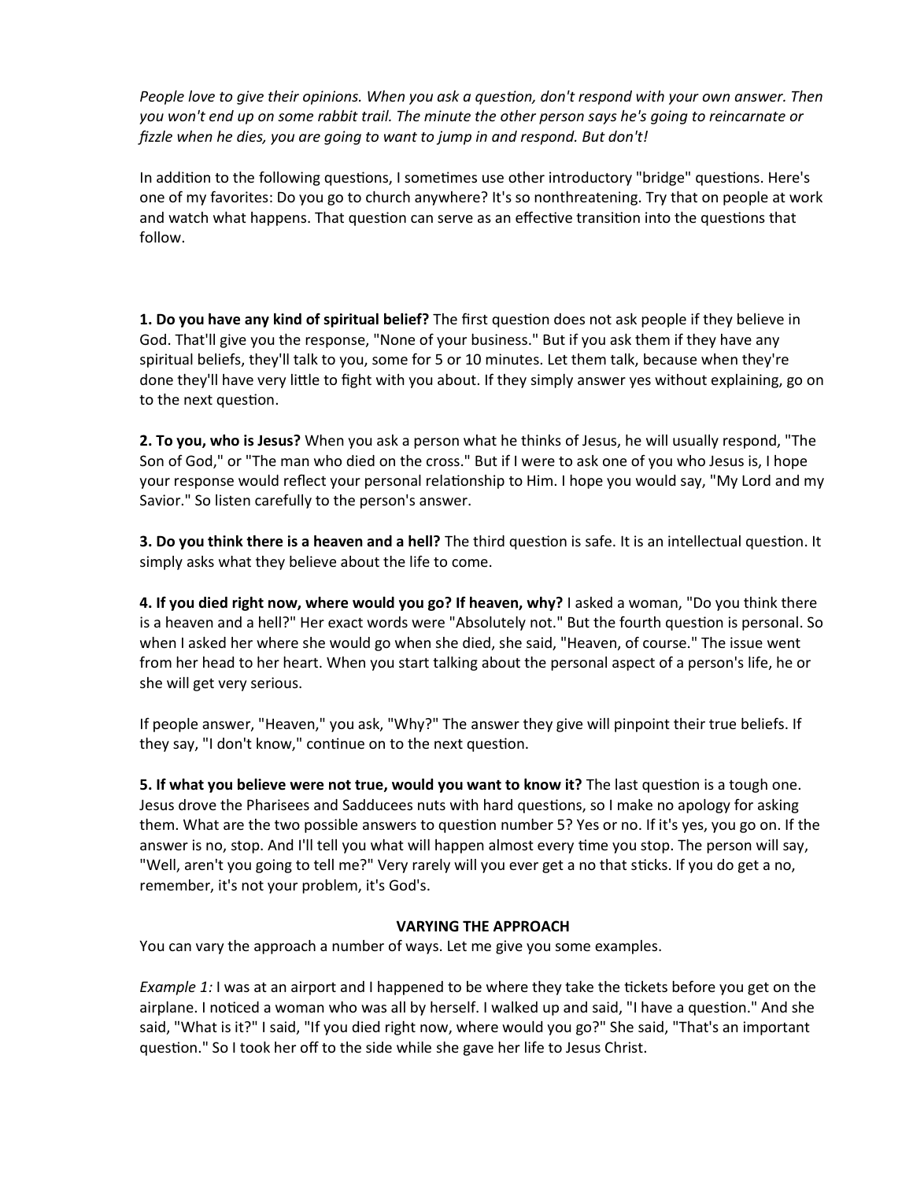*People love to give their opinions. When you ask a question, don't respond with your own answer. Then you won't end up on some rabbit trail. The minute the other person says he's going to reincarnate or fizzle when he dies, you are going to want to jump in and respond. But don't!*

In addition to the following questions, I sometimes use other introductory "bridge" questions. Here's one of my favorites: Do you go to church anywhere? It's so nonthreatening. Try that on people at work and watch what happens. That question can serve as an effective transition into the questions that follow.

**1. Do you have any kind of spiritual belief?** The first question does not ask people if they believe in God. That'll give you the response, "None of your business." But if you ask them if they have any spiritual beliefs, they'll talk to you, some for 5 or 10 minutes. Let them talk, because when they're done they'll have very little to fight with you about. If they simply answer yes without explaining, go on to the next question.

**2. To you, who is Jesus?** When you ask a person what he thinks of Jesus, he will usually respond, "The Son of God," or "The man who died on the cross." But if I were to ask one of you who Jesus is, I hope your response would reflect your personal relationship to Him. I hope you would say, "My Lord and my Savior." So listen carefully to the person's answer.

**3. Do you think there is a heaven and a hell?** The third question is safe. It is an intellectual question. It simply asks what they believe about the life to come.

**4. If you died right now, where would you go? If heaven, why?** I asked a woman, "Do you think there is a heaven and a hell?" Her exact words were "Absolutely not." But the fourth question is personal. So when I asked her where she would go when she died, she said, "Heaven, of course." The issue went from her head to her heart. When you start talking about the personal aspect of a person's life, he or she will get very serious.

If people answer, "Heaven," you ask, "Why?" The answer they give will pinpoint their true beliefs. If they say, "I don't know," continue on to the next question.

**5. If what you believe were not true, would you want to know it?** The last question is a tough one. Jesus drove the Pharisees and Sadducees nuts with hard questions, so I make no apology for asking them. What are the two possible answers to question number 5? Yes or no. If it's yes, you go on. If the answer is no, stop. And I'll tell you what will happen almost every time you stop. The person will say, "Well, aren't you going to tell me?" Very rarely will you ever get a no that sticks. If you do get a no, remember, it's not your problem, it's God's.

## VARYING THE APPROACH

You can vary the approach a number of ways. Let me give you some examples.

*Example 1:* I was at an airport and I happened to be where they take the tickets before you get on the airplane. I noticed a woman who was all by herself. I walked up and said, "I have a question." And she said, "What is it?" I said, "If you died right now, where would you go?" She said, "That's an important question." So I took her off to the side while she gave her life to Jesus Christ.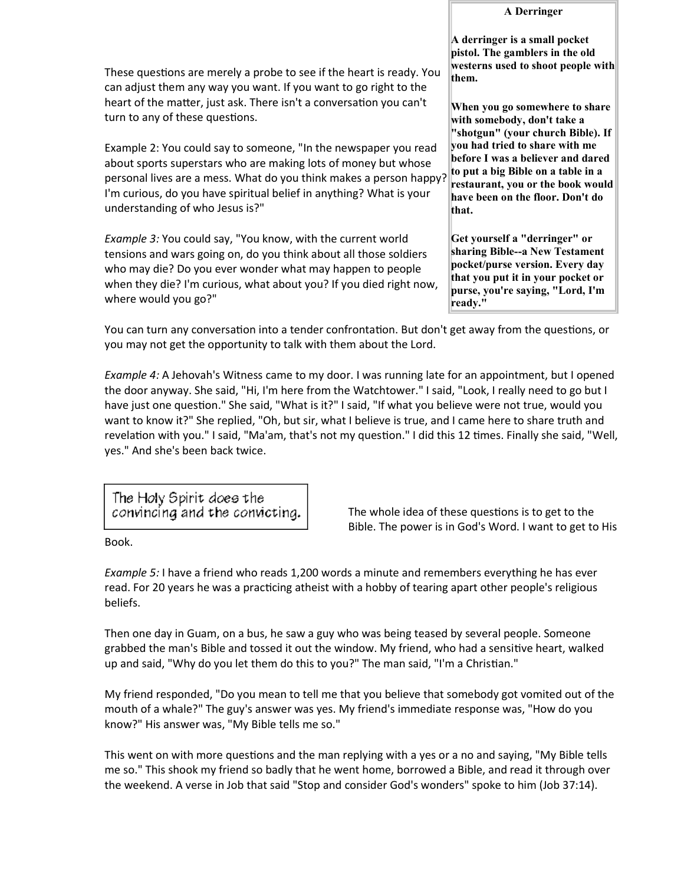**A Derringer**

**A derringer is a small pocket pistol. The gamblers in the old westerns used to shoot people with them.**

**When you go somewhere to share with somebody, don't take a "shotgun" (your church Bible). If you had tried to share with me before I was a believer and dared to put a big Bible on a table in a restaurant, you or the book would have been on the floor. Don't do that.**

**Get yourself a "derringer" or sharing Bible--a New Testament pocket/purse version. Every day that you put it in your pocket or purse, you're saying, "Lord, I'm ready."**

These questions are merely a probe to see if the heart is ready. You can adjust them any way you want. If you want to go right to the heart of the matter, just ask. There isn't a conversation you can't turn to any of these questions.

Example 2: You could say to someone, "In the newspaper you read about sports superstars who are making lots of money but whose personal lives are a mess. What do you think makes a person happy? I'm curious, do you have spiritual belief in anything? What is your understanding of who Jesus is?"

*Example 3:* You could say, "You know, with the current world tensions and wars going on, do you think about all those soldiers who may die? Do you ever wonder what may happen to people when they die? I'm curious, what about you? If you died right now, where would you go?"

You can turn any conversation into a tender confrontation. But don't get away from the questions, or you may not get the opportunity to talk with them about the Lord.

*Example 4:* A Jehovah's Witness came to my door. I was running late for an appointment, but I opened the door anyway. She said, "Hi, I'm here from the Watchtower." I said, "Look, I really need to go but I have just one question." She said, "What is it?" I said, "If what you believe were not true, would you want to know it?" She replied, "Oh, but sir, what I believe is true, and I came here to share truth and revelation with you." I said, "Ma'am, that's not my question." I did this 12 times. Finally she said, "Well, yes." And she's been back twice.

The Holy Spirit does the convincing and the convicting.

The whole idea of these questions is to get to the Bible. The power is in God's Word. I want to get to His Book.

*Example 5:* I have a friend who reads 1,200 words a minute and remembers everything he has ever read. For 20 years he was a practicing atheist with a hobby of tearing apart other people's religious beliefs.

Then one day in Guam, on a bus, he saw a guy who was being teased by several people. Someone grabbed the man's Bible and tossed it out the window. My friend, who had a sensitive heart, walked up and said, "Why do you let them do this to you?" The man said, "I'm a Christian."

My friend responded, "Do you mean to tell me that you believe that somebody got vomited out of the mouth of a whale?" The guy's answer was yes. My friend's immediate response was, "How do you know?" His answer was, "My Bible tells me so."

This went on with more questions and the man replying with a yes or a no and saying, "My Bible tells me so." This shook my friend so badly that he went home, borrowed a Bible, and read it through over the weekend. A verse in Job that said "Stop and consider God's wonders" spoke to him (Job 37:14).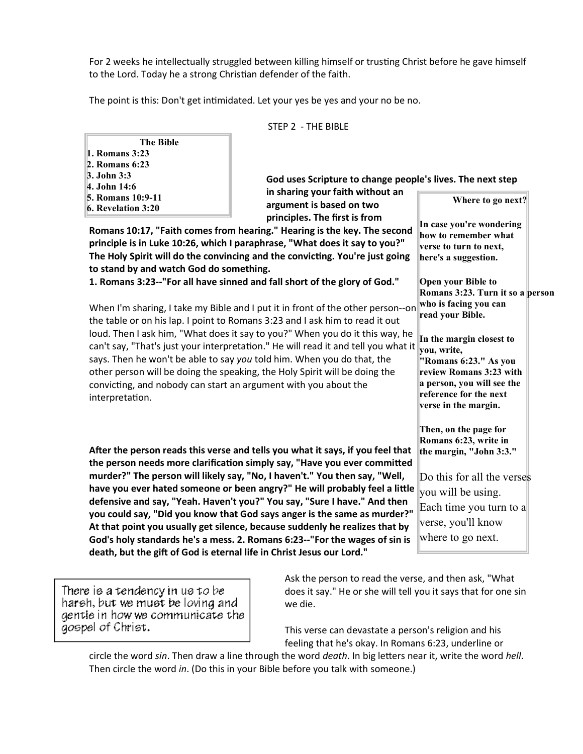For 2 weeks he intellectually struggled between killing himself or trusting Christ before he gave himself to the Lord. Today he a strong Christian defender of the faith.

The point is this: Don't get intimidated. Let your yes be yes and your no be no.

## STEP 2 - THE BIBLE

**The Bible**

1. **Romans 3:23**
2. **Romans 6:23**
3. **John 3:3**
4. **John 14:6**
5. **Romans 10:9-11**
6. **Revelation 3:20**

**God uses Scripture to change people's lives. The next step in sharing your faith without an argument is based on two principles. The first is from Romans 10:17, "Faith comes from hearing." Hearing is the key. The second principle is in Luke 10:26, which I paraphrase, "What does it say to you?" The Holy Spirit will do the convincing and the convicting. You're just going to stand by and watch God do something.**

**1. Romans 3:23--"For all have sinned and fall short of the glory of God."**

When I'm sharing, I take my Bible and I put it in front of the other person--on the table or on his lap. I point to Romans 3:23 and I ask him to read it out loud. Then I ask him, "What does it say to you?" When you do it this way, he can't say, "That's just your interpretation." He will read it and tell you what it says. Then he won't be able to say *you* told him. When you do that, the other person will be doing the speaking, the Holy Spirit will be doing the convicting, and nobody can start an argument with you about the interpretation.

**After the person reads this verse and tells you what it says, if you feel that the person needs more clarification simply say, "Have you ever committed murder?" The person will likely say, "No, I haven't." You then say, "Well, have you ever hated someone or been angry?" He will probably feel a little defensive and say, "Yeah. Haven't you?" You say, "Sure I have." And then you could say, "Did you know that God says anger is the same as murder?" At that point you usually get silence, because suddenly he realizes that by God's holy standards he's a mess. 2. Romans 6:23--"For the wages of sin is death, but the gift of God is eternal life in Christ Jesus our Lord."**

**Where to go next?**

**In case you're wondering how to remember what verse to turn to next, here's a suggestion.**

**Open your Bible to Romans 3:23. Turn it so a person who is facing you can read your Bible.**

**In the margin closest to you, write, "Romans 6:23." As you review Romans 3:23 with a person, you will see the reference for the next verse in the margin.**

**Then, on the page for Romans 6:23, write in the margin, "John 3:3."**

Do this for all the verses you will be using. Each time you turn to a verse, you'll know where to go next.

Ask the person to read the verse, and then ask, "What does it say." He or she will tell you it says that for one sin we die.

There is a tendency in us to be harsh, but we must be loving and gentle in how we communicate the gospel of Christ.

This verse can devastate a person's religion and his feeling that he's okay. In Romans 6:23, underline or circle the word *sin*. Then draw a line through the word *death*. In big letters near it, write the word *hell*. Then circle the word *in*. (Do this in your Bible before you talk with someone.)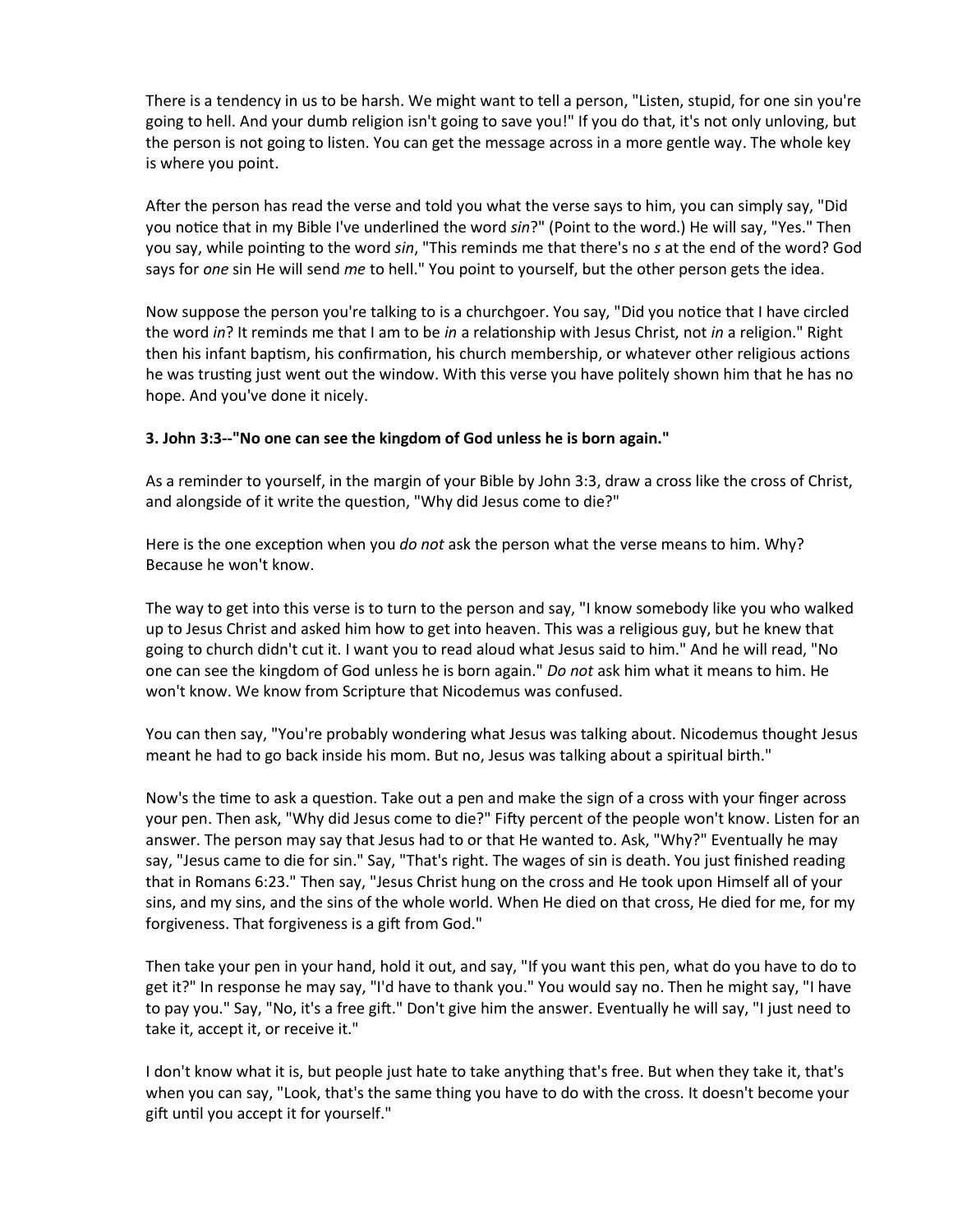There is a tendency in us to be harsh. We might want to tell a person, "Listen, stupid, for one sin you're going to hell. And your dumb religion isn't going to save you!" If you do that, it's not only unloving, but the person is not going to listen. You can get the message across in a more gentle way. The whole key is where you point.

After the person has read the verse and told you what the verse says to him, you can simply say, "Did you notice that in my Bible I've underlined the word *sin*?" (Point to the word.) He will say, "Yes." Then you say, while pointing to the word *sin*, "This reminds me that there's no *s* at the end of the word? God says for *one* sin He will send *me* to hell." You point to yourself, but the other person gets the idea.

Now suppose the person you're talking to is a churchgoer. You say, "Did you notice that I have circled the word *in*? It reminds me that I am to be *in* a relationship with Jesus Christ, not *in* a religion." Right then his infant baptism, his confirmation, his church membership, or whatever other religious actions he was trusting just went out the window. With this verse you have politely shown him that he has no hope. And you've done it nicely.

**3. John 3:3--"No one can see the kingdom of God unless he is born again."**

As a reminder to yourself, in the margin of your Bible by John 3:3, draw a cross like the cross of Christ, and alongside of it write the question, "Why did Jesus come to die?"

Here is the one exception when you *do not* ask the person what the verse means to him. Why? Because he won't know.

The way to get into this verse is to turn to the person and say, "I know somebody like you who walked up to Jesus Christ and asked him how to get into heaven. This was a religious guy, but he knew that going to church didn't cut it. I want you to read aloud what Jesus said to him." And he will read, "No one can see the kingdom of God unless he is born again." *Do not* ask him what it means to him. He won't know. We know from Scripture that Nicodemus was confused.

You can then say, "You're probably wondering what Jesus was talking about. Nicodemus thought Jesus meant he had to go back inside his mom. But no, Jesus was talking about a spiritual birth."

Now's the time to ask a question. Take out a pen and make the sign of a cross with your finger across your pen. Then ask, "Why did Jesus come to die?" Fifty percent of the people won't know. Listen for an answer. The person may say that Jesus had to or that He wanted to. Ask, "Why?" Eventually he may say, "Jesus came to die for sin." Say, "That's right. The wages of sin is death. You just finished reading that in Romans 6:23." Then say, "Jesus Christ hung on the cross and He took upon Himself all of your sins, and my sins, and the sins of the whole world. When He died on that cross, He died for me, for my forgiveness. That forgiveness is a gift from God."

Then take your pen in your hand, hold it out, and say, "If you want this pen, what do you have to do to get it?" In response he may say, "I'd have to thank you." You would say no. Then he might say, "I have to pay you." Say, "No, it's a free gift." Don't give him the answer. Eventually he will say, "I just need to take it, accept it, or receive it."

I don't know what it is, but people just hate to take anything that's free. But when they take it, that's when you can say, "Look, that's the same thing you have to do with the cross. It doesn't become your gift until you accept it for yourself."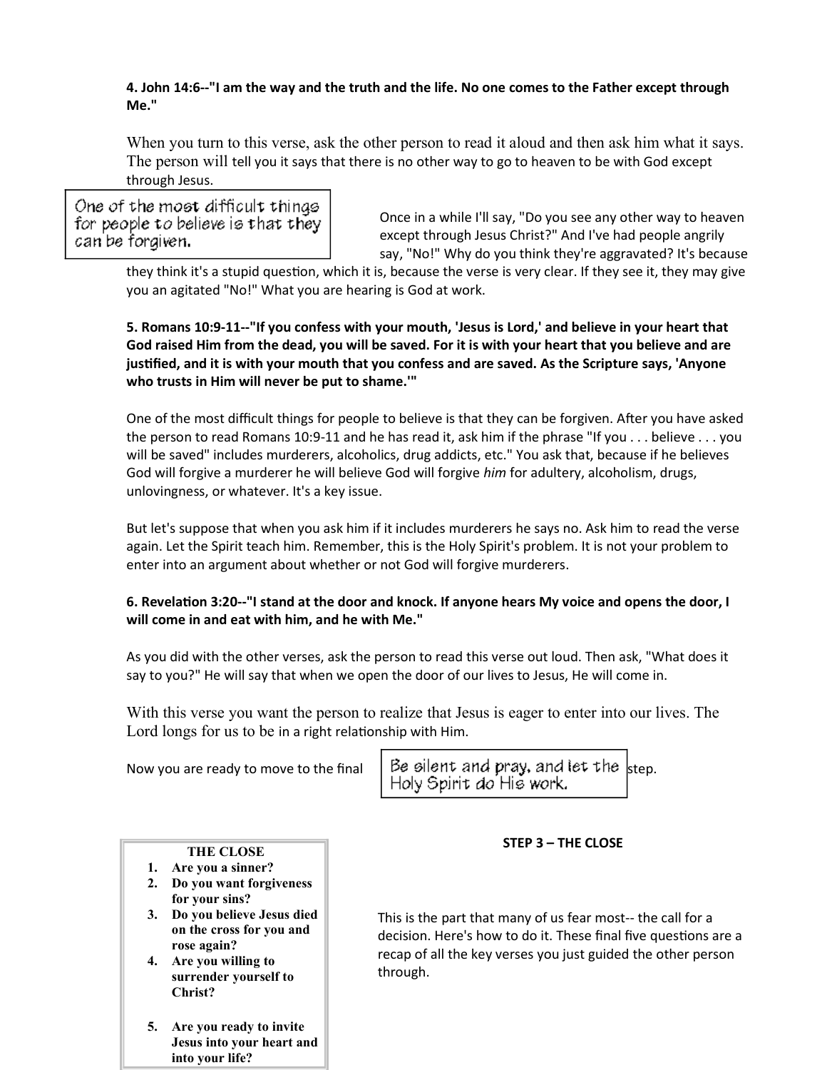**4. John 14:6--"I am the way and the truth and the life. No one comes to the Father except through Me."**

When you turn to this verse, ask the other person to read it aloud and then ask him what it says. The person will tell you it says that there is no other way to go to heaven to be with God except through Jesus.

> One of the most difficult things for people to believe is that they can be forgiven.

Once in a while I'll say, "Do you see any other way to heaven except through Jesus Christ?" And I've had people angrily say, "No!" Why do you think they're aggravated? It's because they think it's a stupid question, which it is, because the verse is very clear. If they see it, they may give you an agitated "No!" What you are hearing is God at work.

**5. Romans 10:9-11--"If you confess with your mouth, 'Jesus is Lord,' and believe in your heart that God raised Him from the dead, you will be saved. For it is with your heart that you believe and are justified, and it is with your mouth that you confess and are saved. As the Scripture says, 'Anyone who trusts in Him will never be put to shame.'"**

One of the most difficult things for people to believe is that they can be forgiven. After you have asked the person to read Romans 10:9-11 and he has read it, ask him if the phrase "If you . . . believe . . . you will be saved" includes murderers, alcoholics, drug addicts, etc." You ask that, because if he believes God will forgive a murderer he will believe God will forgive *him* for adultery, alcoholism, drugs, unlovingness, or whatever. It's a key issue.

But let's suppose that when you ask him if it includes murderers he says no. Ask him to read the verse again. Let the Spirit teach him. Remember, this is the Holy Spirit's problem. It is not your problem to enter into an argument about whether or not God will forgive murderers.

**6. Revelation 3:20--"I stand at the door and knock. If anyone hears My voice and opens the door, I will come in and eat with him, and he with Me."**

As you did with the other verses, ask the person to read this verse out loud. Then ask, "What does it say to you?" He will say that when we open the door of our lives to Jesus, He will come in.

With this verse you want the person to realize that Jesus is eager to enter into our lives. The Lord longs for us to be in a right relationship with Him.

Now you are ready to move to the final step.

> Be silent and pray, and let the Holy Spirit do His work.

**STEP 3 – THE CLOSE**

This is the part that many of us fear most-- the call for a decision. Here's how to do it. These final five questions are a recap of all the key verses you just guided the other person through.

> **THE CLOSE**
> 1. **Are you a sinner?**
> 2. **Do you want forgiveness for your sins?**
> 3. **Do you believe Jesus died on the cross for you and rose again?**
> 4. **Are you willing to surrender yourself to Christ?**
> 5. **Are you ready to invite Jesus into your heart and into your life?**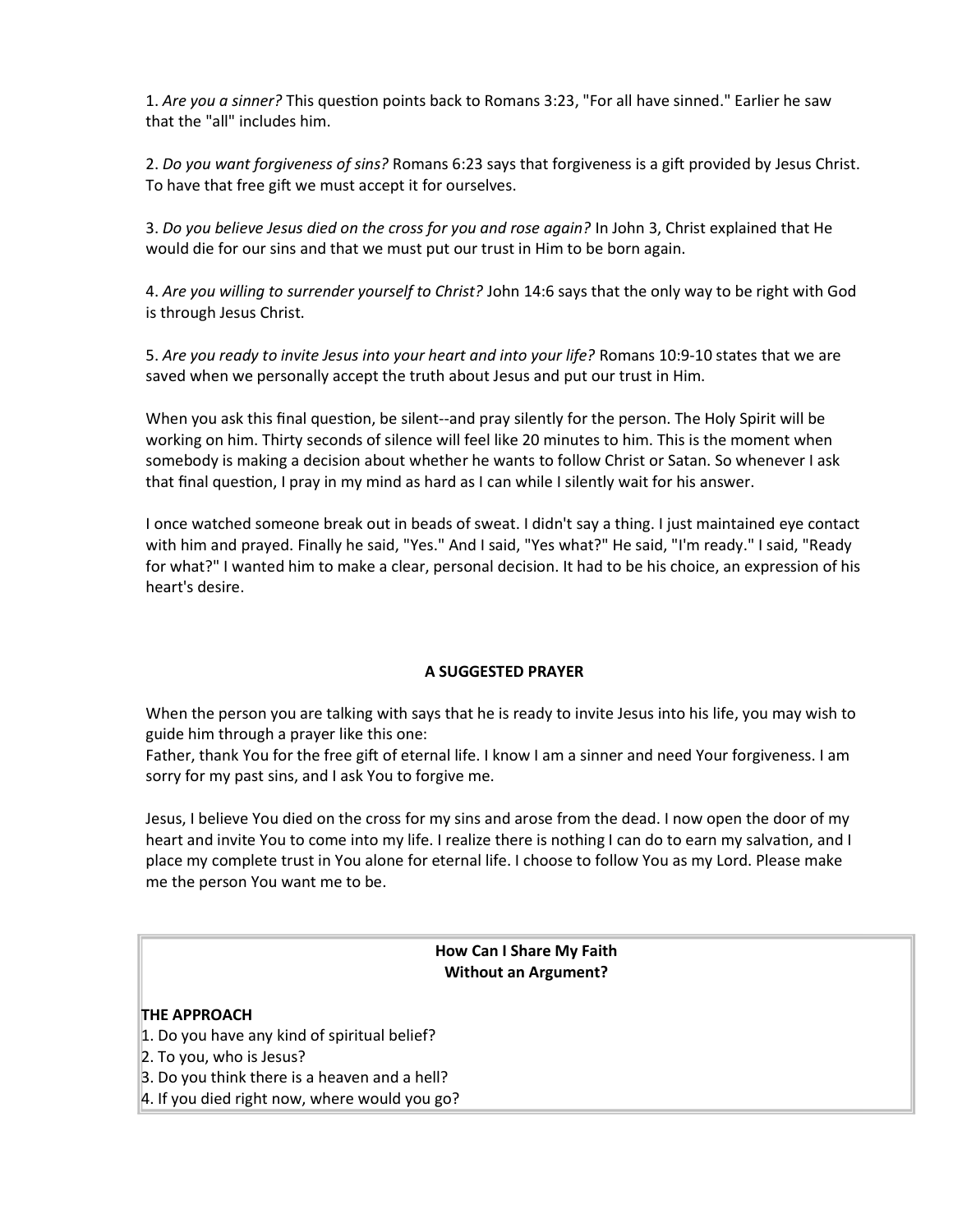1. *Are you a sinner?* This question points back to Romans 3:23, "For all have sinned." Earlier he saw that the "all" includes him.

2. *Do you want forgiveness of sins?* Romans 6:23 says that forgiveness is a gift provided by Jesus Christ. To have that free gift we must accept it for ourselves.

3. *Do you believe Jesus died on the cross for you and rose again?* In John 3, Christ explained that He would die for our sins and that we must put our trust in Him to be born again.

4. *Are you willing to surrender yourself to Christ?* John 14:6 says that the only way to be right with God is through Jesus Christ.

5. *Are you ready to invite Jesus into your heart and into your life?* Romans 10:9-10 states that we are saved when we personally accept the truth about Jesus and put our trust in Him.

When you ask this final question, be silent--and pray silently for the person. The Holy Spirit will be working on him. Thirty seconds of silence will feel like 20 minutes to him. This is the moment when somebody is making a decision about whether he wants to follow Christ or Satan. So whenever I ask that final question, I pray in my mind as hard as I can while I silently wait for his answer.

I once watched someone break out in beads of sweat. I didn't say a thing. I just maintained eye contact with him and prayed. Finally he said, "Yes." And I said, "Yes what?" He said, "I'm ready." I said, "Ready for what?" I wanted him to make a clear, personal decision. It had to be his choice, an expression of his heart's desire.

## A SUGGESTED PRAYER

When the person you are talking with says that he is ready to invite Jesus into his life, you may wish to guide him through a prayer like this one:
Father, thank You for the free gift of eternal life. I know I am a sinner and need Your forgiveness. I am sorry for my past sins, and I ask You to forgive me.

Jesus, I believe You died on the cross for my sins and arose from the dead. I now open the door of my heart and invite You to come into my life. I realize there is nothing I can do to earn my salvation, and I place my complete trust in You alone for eternal life. I choose to follow You as my Lord. Please make me the person You want me to be.

## How Can I Share My Faith Without an Argument?

**THE APPROACH**

1. Do you have any kind of spiritual belief?
2. To you, who is Jesus?
3. Do you think there is a heaven and a hell?
4. If you died right now, where would you go?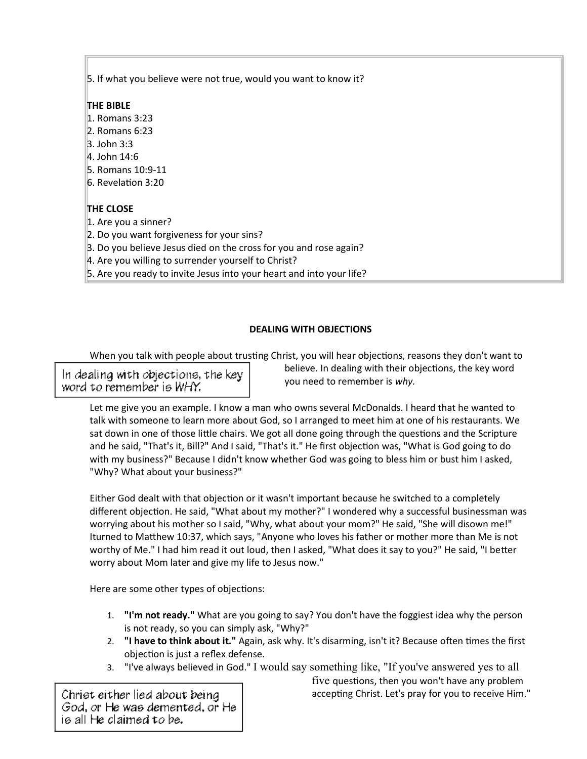5. If what you believe were not true, would you want to know it?

**THE BIBLE**
1. Romans 3:23
2. Romans 6:23
3. John 3:3
4. John 14:6
5. Romans 10:9-11
6. Revelation 3:20

**THE CLOSE**
1. Are you a sinner?
2. Do you want forgiveness for your sins?
3. Do you believe Jesus died on the cross for you and rose again?
4. Are you willing to surrender yourself to Christ?
5. Are you ready to invite Jesus into your heart and into your life?

**DEALING WITH OBJECTIONS**

When you talk with people about trusting Christ, you will hear objections, reasons they don't want to believe. In dealing with their objections, the key word you need to remember is *why.*

In dealing with objections, the key word to remember is WHY.

Let me give you an example. I know a man who owns several McDonalds. I heard that he wanted to talk with someone to learn more about God, so I arranged to meet him at one of his restaurants. We sat down in one of those little chairs. We got all done going through the questions and the Scripture and he said, "That's it, Bill?" And I said, "That's it." He first objection was, "What is God going to do with my business?" Because I didn't know whether God was going to bless him or bust him I asked, "Why? What about your business?"

Either God dealt with that objection or it wasn't important because he switched to a completely different objection. He said, "What about my mother?" I wondered why a successful businessman was worrying about his mother so I said, "Why, what about your mom?" He said, "She will disown me!" Iturned to Matthew 10:37, which says, "Anyone who loves his father or mother more than Me is not worthy of Me." I had him read it out loud, then I asked, "What does it say to you?" He said, "I better worry about Mom later and give my life to Jesus now."

Here are some other types of objections:

1. **"I'm not ready."** What are you going to say? You don't have the foggiest idea why the person is not ready, so you can simply ask, "Why?"
2. **"I have to think about it."** Again, ask why. It's disarming, isn't it? Because often times the first objection is just a reflex defense.
3. "I've always believed in God." I would say something like, "If you've answered yes to all five questions, then you won't have any problem accepting Christ. Let's pray for you to receive Him."

Christ either lied about being God, or He was demented, or He is all He claimed to be.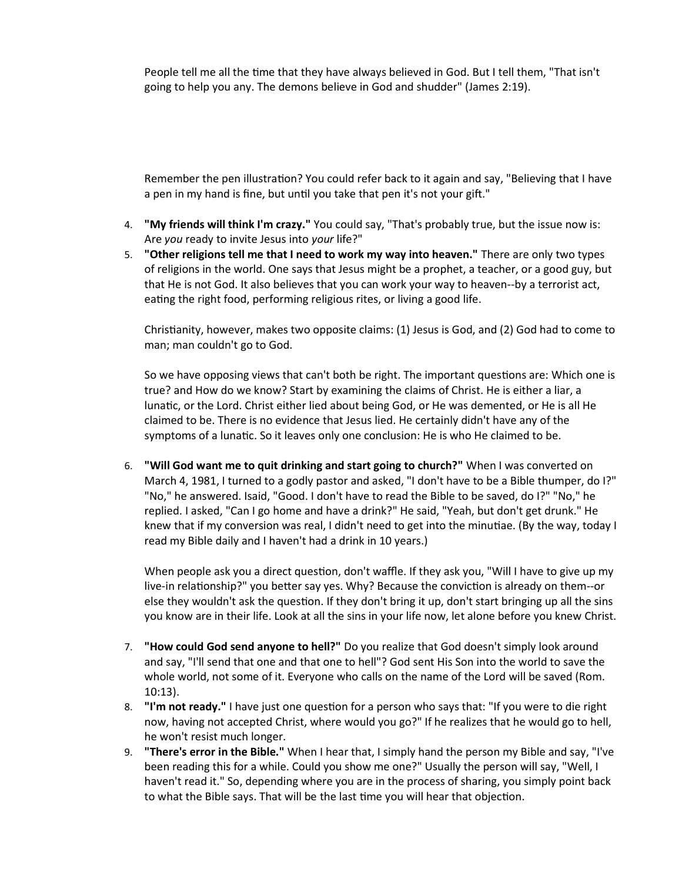People tell me all the time that they have always believed in God. But I tell them, "That isn't going to help you any. The demons believe in God and shudder" (James 2:19).

Remember the pen illustration? You could refer back to it again and say, "Believing that I have a pen in my hand is fine, but until you take that pen it's not your gift."

4. **"My friends will think I'm crazy."** You could say, "That's probably true, but the issue now is: Are *you* ready to invite Jesus into *your* life?"
5. **"Other religions tell me that I need to work my way into heaven."** There are only two types of religions in the world. One says that Jesus might be a prophet, a teacher, or a good guy, but that He is not God. It also believes that you can work your way to heaven--by a terrorist act, eating the right food, performing religious rites, or living a good life.

   Christianity, however, makes two opposite claims: (1) Jesus is God, and (2) God had to come to man; man couldn't go to God.

   So we have opposing views that can't both be right. The important questions are: Which one is true? and How do we know? Start by examining the claims of Christ. He is either a liar, a lunatic, or the Lord. Christ either lied about being God, or He was demented, or He is all He claimed to be. There is no evidence that Jesus lied. He certainly didn't have any of the symptoms of a lunatic. So it leaves only one conclusion: He is who He claimed to be.

6. **"Will God want me to quit drinking and start going to church?"** When I was converted on March 4, 1981, I turned to a godly pastor and asked, "I don't have to be a Bible thumper, do I?" "No," he answered. Isaid, "Good. I don't have to read the Bible to be saved, do I?" "No," he replied. I asked, "Can I go home and have a drink?" He said, "Yeah, but don't get drunk." He knew that if my conversion was real, I didn't need to get into the minutiae. (By the way, today I read my Bible daily and I haven't had a drink in 10 years.)

   When people ask you a direct question, don't waffle. If they ask you, "Will I have to give up my live-in relationship?" you better say yes. Why? Because the conviction is already on them--or else they wouldn't ask the question. If they don't bring it up, don't start bringing up all the sins you know are in their life. Look at all the sins in your life now, let alone before you knew Christ.

7. **"How could God send anyone to hell?"** Do you realize that God doesn't simply look around and say, "I'll send that one and that one to hell"? God sent His Son into the world to save the whole world, not some of it. Everyone who calls on the name of the Lord will be saved (Rom. 10:13).
8. **"I'm not ready."** I have just one question for a person who says that: "If you were to die right now, having not accepted Christ, where would you go?" If he realizes that he would go to hell, he won't resist much longer.
9. **"There's error in the Bible."** When I hear that, I simply hand the person my Bible and say, "I've been reading this for a while. Could you show me one?" Usually the person will say, "Well, I haven't read it." So, depending where you are in the process of sharing, you simply point back to what the Bible says. That will be the last time you will hear that objection.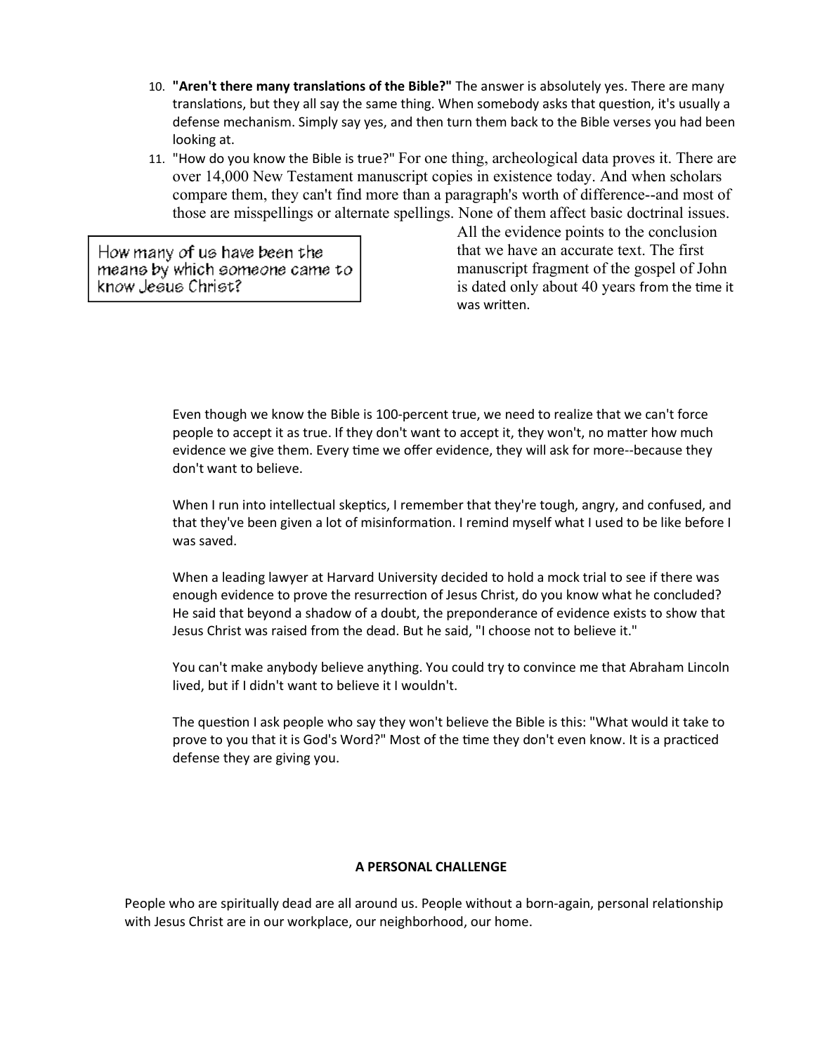10. **"Aren't there many translations of the Bible?"** The answer is absolutely yes. There are many translations, but they all say the same thing. When somebody asks that question, it's usually a defense mechanism. Simply say yes, and then turn them back to the Bible verses you had been looking at.
11. "How do you know the Bible is true?" For one thing, archeological data proves it. There are over 14,000 New Testament manuscript copies in existence today. And when scholars compare them, they can't find more than a paragraph's worth of difference--and most of those are misspellings or alternate spellings. None of them affect basic doctrinal issues. All the evidence points to the conclusion that we have an accurate text. The first manuscript fragment of the gospel of John is dated only about 40 years from the time it was written.

> How many of us have been the means by which someone came to know Jesus Christ?

Even though we know the Bible is 100-percent true, we need to realize that we can't force people to accept it as true. If they don't want to accept it, they won't, no matter how much evidence we give them. Every time we offer evidence, they will ask for more--because they don't want to believe.

When I run into intellectual skeptics, I remember that they're tough, angry, and confused, and that they've been given a lot of misinformation. I remind myself what I used to be like before I was saved.

When a leading lawyer at Harvard University decided to hold a mock trial to see if there was enough evidence to prove the resurrection of Jesus Christ, do you know what he concluded? He said that beyond a shadow of a doubt, the preponderance of evidence exists to show that Jesus Christ was raised from the dead. But he said, "I choose not to believe it."

You can't make anybody believe anything. You could try to convince me that Abraham Lincoln lived, but if I didn't want to believe it I wouldn't.

The question I ask people who say they won't believe the Bible is this: "What would it take to prove to you that it is God's Word?" Most of the time they don't even know. It is a practiced defense they are giving you.

**A PERSONAL CHALLENGE**

People who are spiritually dead are all around us. People without a born-again, personal relationship with Jesus Christ are in our workplace, our neighborhood, our home.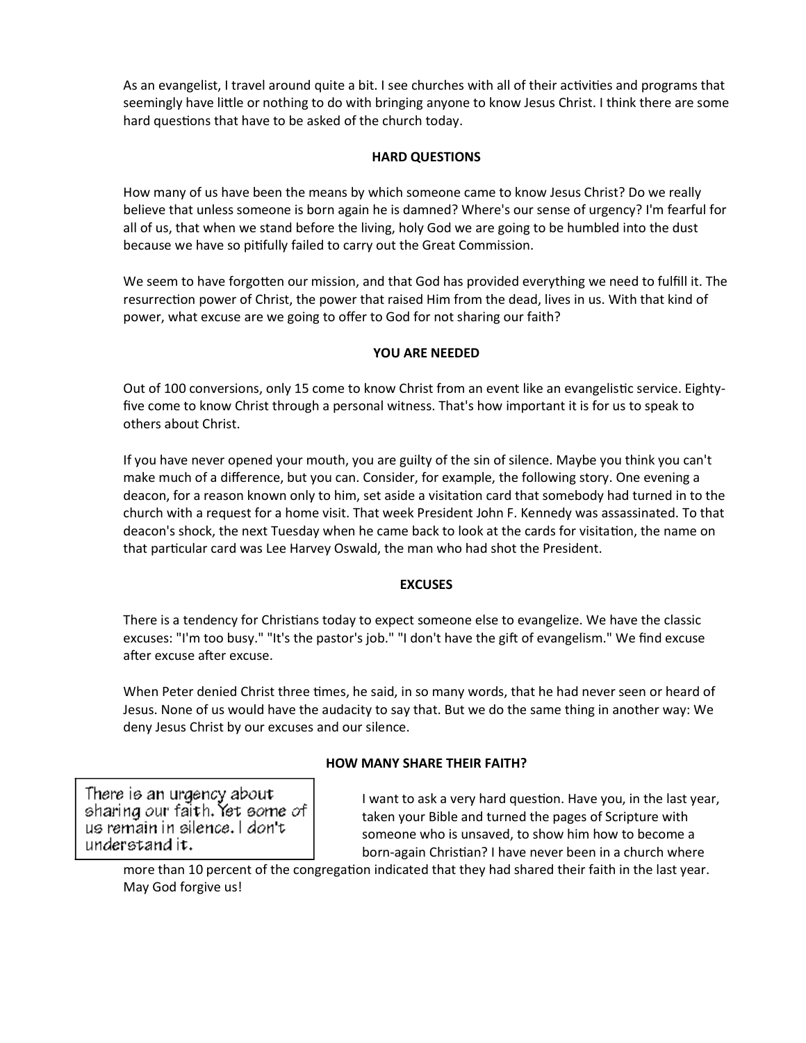As an evangelist, I travel around quite a bit. I see churches with all of their activities and programs that seemingly have little or nothing to do with bringing anyone to know Jesus Christ. I think there are some hard questions that have to be asked of the church today.

**HARD QUESTIONS**

How many of us have been the means by which someone came to know Jesus Christ? Do we really believe that unless someone is born again he is damned? Where's our sense of urgency? I'm fearful for all of us, that when we stand before the living, holy God we are going to be humbled into the dust because we have so pitifully failed to carry out the Great Commission.

We seem to have forgotten our mission, and that God has provided everything we need to fulfill it. The resurrection power of Christ, the power that raised Him from the dead, lives in us. With that kind of power, what excuse are we going to offer to God for not sharing our faith?

**YOU ARE NEEDED**

Out of 100 conversions, only 15 come to know Christ from an event like an evangelistic service. Eighty-five come to know Christ through a personal witness. That's how important it is for us to speak to others about Christ.

If you have never opened your mouth, you are guilty of the sin of silence. Maybe you think you can't make much of a difference, but you can. Consider, for example, the following story. One evening a deacon, for a reason known only to him, set aside a visitation card that somebody had turned in to the church with a request for a home visit. That week President John F. Kennedy was assassinated. To that deacon's shock, the next Tuesday when he came back to look at the cards for visitation, the name on that particular card was Lee Harvey Oswald, the man who had shot the President.

**EXCUSES**

There is a tendency for Christians today to expect someone else to evangelize. We have the classic excuses: "I'm too busy." "It's the pastor's job." "I don't have the gift of evangelism." We find excuse after excuse after excuse.

When Peter denied Christ three times, he said, in so many words, that he had never seen or heard of Jesus. None of us would have the audacity to say that. But we do the same thing in another way: We deny Jesus Christ by our excuses and our silence.

**HOW MANY SHARE THEIR FAITH?**

> There is an urgency about sharing our faith. Yet some of us remain in silence. I don't understand it.

I want to ask a very hard question. Have you, in the last year, taken your Bible and turned the pages of Scripture with someone who is unsaved, to show him how to become a born-again Christian? I have never been in a church where more than 10 percent of the congregation indicated that they had shared their faith in the last year. May God forgive us!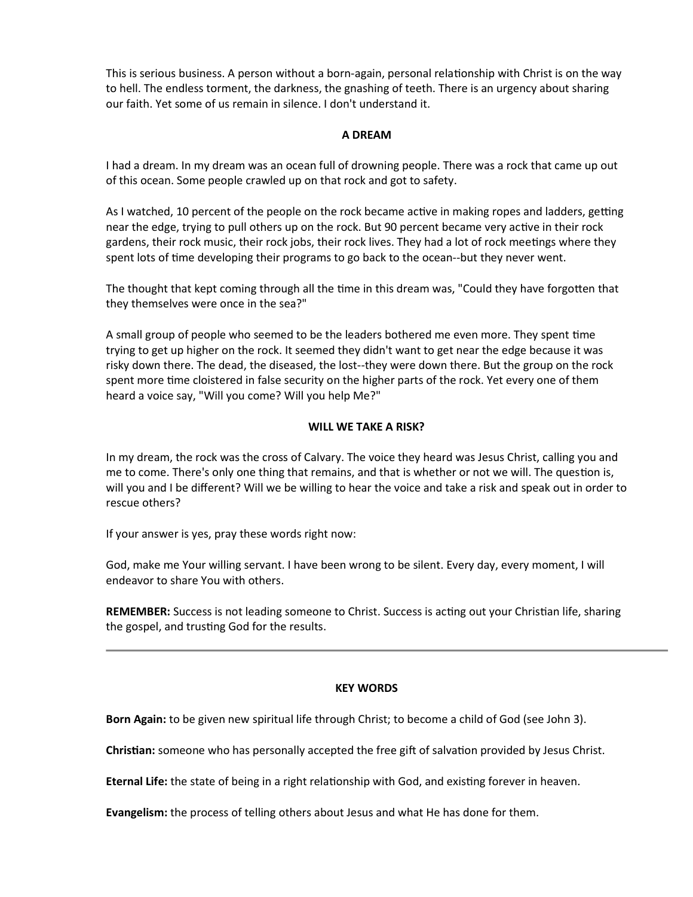This is serious business. A person without a born-again, personal relationship with Christ is on the way to hell. The endless torment, the darkness, the gnashing of teeth. There is an urgency about sharing our faith. Yet some of us remain in silence. I don't understand it.

### A DREAM

I had a dream. In my dream was an ocean full of drowning people. There was a rock that came up out of this ocean. Some people crawled up on that rock and got to safety.

As I watched, 10 percent of the people on the rock became active in making ropes and ladders, getting near the edge, trying to pull others up on the rock. But 90 percent became very active in their rock gardens, their rock music, their rock jobs, their rock lives. They had a lot of rock meetings where they spent lots of time developing their programs to go back to the ocean--but they never went.

The thought that kept coming through all the time in this dream was, "Could they have forgotten that they themselves were once in the sea?"

A small group of people who seemed to be the leaders bothered me even more. They spent time trying to get up higher on the rock. It seemed they didn't want to get near the edge because it was risky down there. The dead, the diseased, the lost--they were down there. But the group on the rock spent more time cloistered in false security on the higher parts of the rock. Yet every one of them heard a voice say, "Will you come? Will you help Me?"

### WILL WE TAKE A RISK?

In my dream, the rock was the cross of Calvary. The voice they heard was Jesus Christ, calling you and me to come. There's only one thing that remains, and that is whether or not we will. The question is, will you and I be different? Will we be willing to hear the voice and take a risk and speak out in order to rescue others?

If your answer is yes, pray these words right now:

God, make me Your willing servant. I have been wrong to be silent. Every day, every moment, I will endeavor to share You with others.

**REMEMBER:** Success is not leading someone to Christ. Success is acting out your Christian life, sharing the gospel, and trusting God for the results.

---

### KEY WORDS

**Born Again:** to be given new spiritual life through Christ; to become a child of God (see John 3).

**Christian:** someone who has personally accepted the free gift of salvation provided by Jesus Christ.

**Eternal Life:** the state of being in a right relationship with God, and existing forever in heaven.

**Evangelism:** the process of telling others about Jesus and what He has done for them.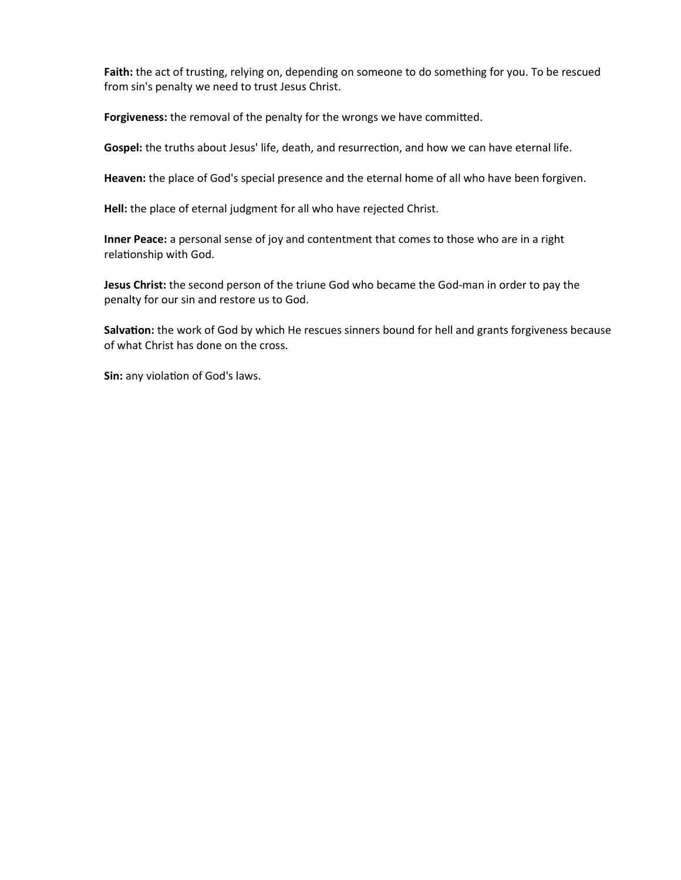**Faith:** the act of trusting, relying on, depending on someone to do something for you. To be rescued from sin's penalty we need to trust Jesus Christ.

**Forgiveness:** the removal of the penalty for the wrongs we have committed.

**Gospel:** the truths about Jesus' life, death, and resurrection, and how we can have eternal life.

**Heaven:** the place of God's special presence and the eternal home of all who have been forgiven.

**Hell:** the place of eternal judgment for all who have rejected Christ.

**Inner Peace:** a personal sense of joy and contentment that comes to those who are in a right relationship with God.

**Jesus Christ:** the second person of the triune God who became the God-man in order to pay the penalty for our sin and restore us to God.

**Salvation:** the work of God by which He rescues sinners bound for hell and grants forgiveness because of what Christ has done on the cross.

**Sin:** any violation of God's laws.